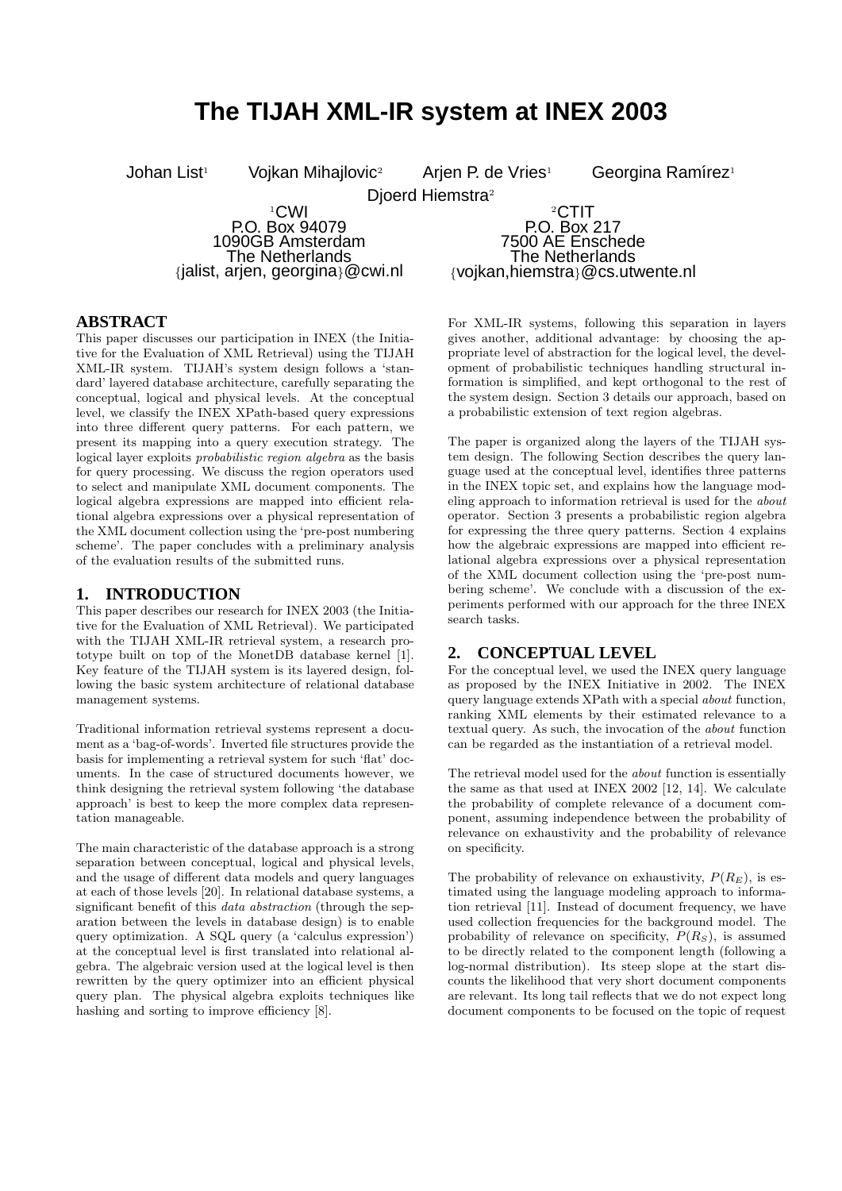# The TIJAH XML-IR system at INEX 2003

Johan List[1] Vojkan Mihajlovic[2] Arjen P. de Vries[1] Georgina Ramírez[1]

Djoerd Hiemstra[2]

[1]CWI
P.O. Box 94079
1090GB Amsterdam
The Netherlands
{jalist, arjen, georgina}@cwi.nl

[2]CTIT
P.O. Box 217
7500 AE Enschede
The Netherlands
{vojkan,hiemstra}@cs.utwente.nl

## ABSTRACT

This paper discusses our participation in INEX (the Initiative for the Evaluation of XML Retrieval) using the TIJAH XML-IR system. TIJAH's system design follows a 'standard' layered database architecture, carefully separating the conceptual, logical and physical levels. At the conceptual level, we classify the INEX XPath-based query expressions into three different query patterns. For each pattern, we present its mapping into a query execution strategy. The logical layer exploits *probabilistic region algebra* as the basis for query processing. We discuss the region operators used to select and manipulate XML document components. The logical algebra expressions are mapped into efficient relational algebra expressions over a physical representation of the XML document collection using the 'pre-post numbering scheme'. The paper concludes with a preliminary analysis of the evaluation results of the submitted runs.

## 1. INTRODUCTION

This paper describes our research for INEX 2003 (the Initiative for the Evaluation of XML Retrieval). We participated with the TIJAH XML-IR retrieval system, a research prototype built on top of the MonetDB database kernel [1]. Key feature of the TIJAH system is its layered design, following the basic system architecture of relational database management systems.

Traditional information retrieval systems represent a document as a 'bag-of-words'. Inverted file structures provide the basis for implementing a retrieval system for such 'flat' documents. In the case of structured documents however, we think designing the retrieval system following 'the database approach' is best to keep the more complex data representation manageable.

The main characteristic of the database approach is a strong separation between conceptual, logical and physical levels, and the usage of different data models and query languages at each of those levels [20]. In relational database systems, a significant benefit of this *data abstraction* (through the separation between the levels in database design) is to enable query optimization. A SQL query (a 'calculus expression') at the conceptual level is first translated into relational algebra. The algebraic version used at the logical level is then rewritten by the query optimizer into an efficient physical query plan. The physical algebra exploits techniques like hashing and sorting to improve efficiency [8].

For XML-IR systems, following this separation in layers gives another, additional advantage: by choosing the appropriate level of abstraction for the logical level, the development of probabilistic techniques handling structural information is simplified, and kept orthogonal to the rest of the system design. Section 3 details our approach, based on a probabilistic extension of text region algebras.

The paper is organized along the layers of the TIJAH system design. The following Section describes the query language used at the conceptual level, identifies three patterns in the INEX topic set, and explains how the language modeling approach to information retrieval is used for the *about* operator. Section 3 presents a probabilistic region algebra for expressing the three query patterns. Section 4 explains how the algebraic expressions are mapped into efficient relational algebra expressions over a physical representation of the XML document collection using the 'pre-post numbering scheme'. We conclude with a discussion of the experiments performed with our approach for the three INEX search tasks.

## 2. CONCEPTUAL LEVEL

For the conceptual level, we used the INEX query language as proposed by the INEX Initiative in 2002. The INEX query language extends XPath with a special *about* function, ranking XML elements by their estimated relevance to a textual query. As such, the invocation of the *about* function can be regarded as the instantiation of a retrieval model.

The retrieval model used for the *about* function is essentially the same as that used at INEX 2002 [12, 14]. We calculate the probability of complete relevance of a document component, assuming independence between the probability of relevance on exhaustivity and the probability of relevance on specificity.

The probability of relevance on exhaustivity, $P(R_E)$, is estimated using the language modeling approach to information retrieval [11]. Instead of document frequency, we have used collection frequencies for the background model. The probability of relevance on specificity, $P(R_S)$, is assumed to be directly related to the component length (following a log-normal distribution). Its steep slope at the start discounts the likelihood that very short document components are relevant. Its long tail reflects that we do not expect long document components to be focused on the topic of request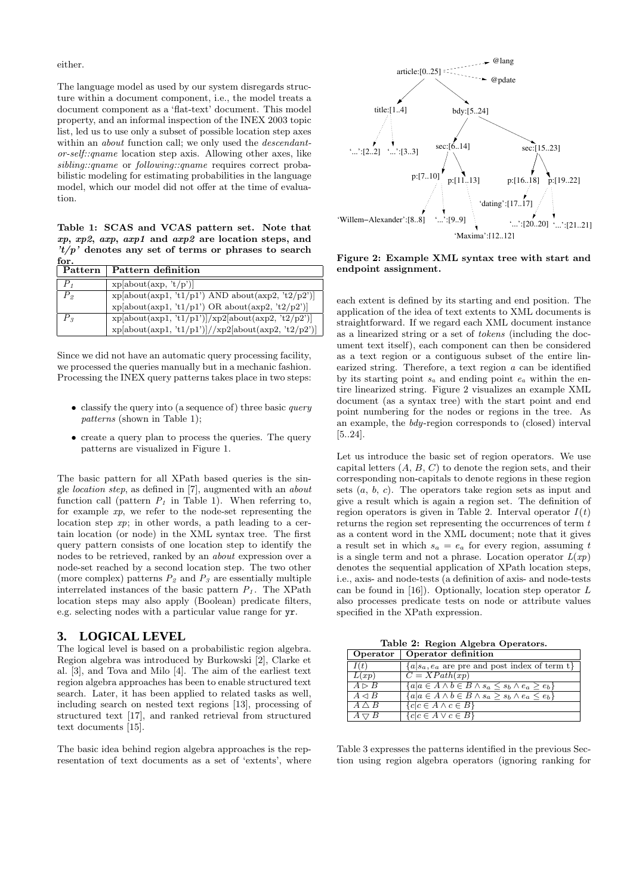either.

The language model as used by our system disregards structure within a document component, i.e., the model treats a document component as a 'flat-text' document. This model property, and an informal inspection of the INEX 2003 topic list, led us to use only a subset of possible location step axes within an *about* function call; we only used the *descendant-or-self::qname* location step axis. Allowing other axes, like *sibling::qname* or *following::qname* requires correct probabilistic modeling for estimating probabilities in the language model, which our model did not offer at the time of evaluation.

**Table 1: SCAS and VCAS pattern set. Note that *xp*, *xp2*, *axp*, *axp1* and *axp2* are location steps, and *'t/p'* denotes any set of terms or phrases to search for.**

| Pattern | Pattern definition |
|---|---|
| $P_1$ | xp[about(axp, 't/p')] |
| $P_2$ | xp[about(axp1, 't1/p1') AND about(axp2, 't2/p2')] |
| | xp[about(axp1, 't1/p1') OR about(axp2, 't2/p2')] |
| $P_3$ | xp[about(axp1, 't1/p1')]/xp2[about(axp2, 't2/p2')] |
| | xp[about(axp1, 't1/p1')]//xp2[about(axp2, 't2/p2')] |

Since we did not have an automatic query processing facility, we processed the queries manually but in a mechanic fashion. Processing the INEX query patterns takes place in two steps:

- classify the query into (a sequence of) three basic *query patterns* (shown in Table 1);
- create a query plan to process the queries. The query patterns are visualized in Figure 1.

The basic pattern for all XPath based queries is the single *location step*, as defined in [7], augmented with an *about* function call (pattern $P_1$ in Table 1). When referring to, for example *xp*, we refer to the node-set representing the location step *xp*; in other words, a path leading to a certain location (or node) in the XML syntax tree. The first query pattern consists of one location step to identify the nodes to be retrieved, ranked by an *about* expression over a node-set reached by a second location step. The two other (more complex) patterns $P_2$ and $P_3$ are essentially multiple interrelated instances of the basic pattern $P_1$. The XPath location steps may also apply (Boolean) predicate filters, e.g. selecting nodes with a particular value range for `yr`.

## 3. LOGICAL LEVEL

The logical level is based on a probabilistic region algebra. Region algebra was introduced by Burkowski [2], Clarke et al. [3], and Tova and Milo [4]. The aim of the earliest text region algebra approaches has been to enable structured text search. Later, it has been applied to related tasks as well, including search on nested text regions [13], processing of structured text [17], and ranked retrieval from structured text documents [15].

The basic idea behind region algebra approaches is the representation of text documents as a set of 'extents', where each extent is defined by its starting and end position. The application of the idea of text extents to XML documents is straightforward. If we regard each XML document instance as a linearized string or a set of *tokens* (including the document text itself), each component can then be considered as a text region or a contiguous subset of the entire linearized string. Therefore, a text region $a$ can be identified by its starting point $s_a$ and ending point $e_a$ within the entire linearized string. Figure 2 visualizes an example XML document (as a syntax tree) with the start point and end point numbering for the nodes or regions in the tree. As an example, the *bdy*-region corresponds to (closed) interval [5..24].

article:[0..25]
@lang
@pdate
title:[1..4]
bdy:[5..24]
'...':[2..2]
'...':[3..3]
sec:[6..14]
sec:[15..23]
p:[7..10]
p:[11..13]
p:[16..18]
p:[19..22]
'dating':[17..17]
'Willem−Alexander':[8..8]
'...':[9..9]
'...':[20..20]
'...':[21..21]
'Maxima':[12..12]

**Figure 2: Example XML syntax tree with start and endpoint assignment.**

Let us introduce the basic set of region operators. We use capital letters ($A$, $B$, $C$) to denote the region sets, and their corresponding non-capitals to denote regions in these region sets ($a$, $b$, $c$). The operators take region sets as input and give a result which is again a region set. The definition of region operators is given in Table 2. Interval operator $I(t)$ returns the region set representing the occurrences of term $t$ as a content word in the XML document; note that it gives a result set in which $s_a = e_a$ for every region, assuming $t$ is a single term and not a phrase. Location operator $L(xp)$ denotes the sequential application of XPath location steps, i.e., axis- and node-tests (a definition of axis- and node-tests can be found in [16]). Optionally, location step operator $L$ also processes predicate tests on node or attribute values specified in the XPath expression.

**Table 2: Region Algebra Operators.**

| Operator | Operator definition |
|---|---|
| $I(t)$ | $\{a \mid s_a, e_a$ are pre and post index of term t$\}$ |
| $L(xp)$ | $C = XPath(xp)$ |
| $A \rhd B$ | $\{a \mid a \in A \wedge b \in B \wedge s_a \leq s_b \wedge e_a \geq e_b\}$ |
| $A \lhd B$ | $\{a \mid a \in A \wedge b \in B \wedge s_a \geq s_b \wedge e_a \leq e_b\}$ |
| $A \bigtriangleup B$ | $\{c \mid c \in A \wedge c \in B\}$ |
| $A \bigtriangledown B$ | $\{c \mid c \in A \vee c \in B\}$ |

Table 3 expresses the patterns identified in the previous Section using region algebra operators (ignoring ranking for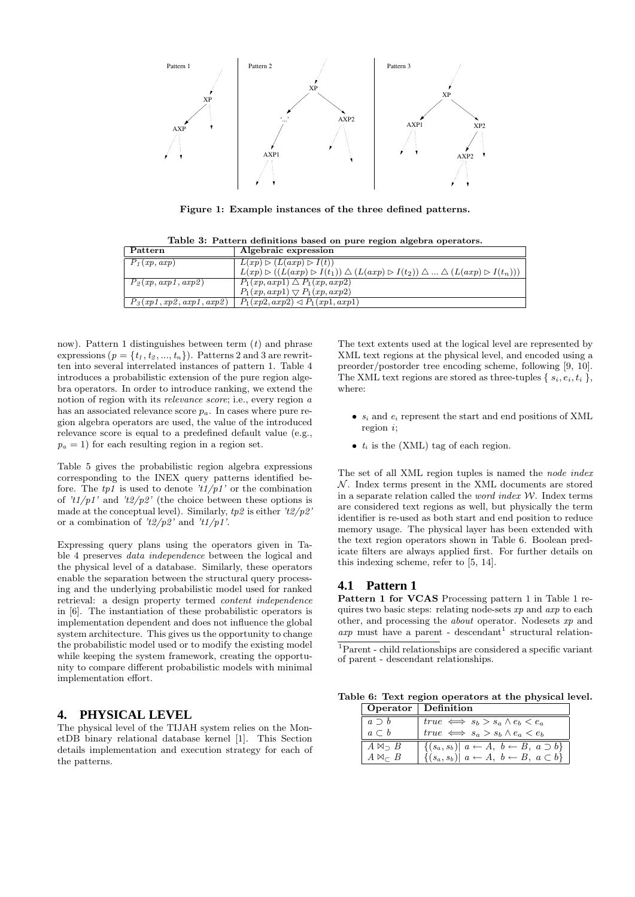Pattern 1

XP

AXP

Pattern 2

XP

'...'

AXP2

AXP1

Pattern 3

XP

AXP1

XP2

AXP2

**Figure 1: Example instances of the three defined patterns.**

**Table 3: Pattern definitions based on pure region algebra operators.**

| Pattern | Algebraic expression |
|---|---|
| $P_1(xp, axp)$ | $L(xp) \rhd (L(axp) \rhd I(t))$ |
| | $L(xp) \rhd ((L(axp) \rhd I(t_1)) \bigtriangleup (L(axp) \rhd I(t_2)) \bigtriangleup ... \bigtriangleup (L(axp) \rhd I(t_n)))$ |
| $P_2(xp, axp1, axp2)$ | $P_1(xp, axp1) \bigtriangleup P_1(xp, axp2)$ |
| | $P_1(xp, axp1) \bigtriangledown P_1(xp, axp2)$ |
| $P_3(xp1, xp2, axp1, axp2)$ | $P_1(xp2, axp2) \lhd P_1(xp1, axp1)$ |

now). Pattern 1 distinguishes between term ($t$) and phrase expressions ($p = \{t_1, t_2, ..., t_n\}$). Patterns 2 and 3 are rewritten into several interrelated instances of pattern 1. Table 4 introduces a probabilistic extension of the pure region algebra operators. In order to introduce ranking, we extend the notion of region with its *relevance score*; i.e., every region $a$ has an associated relevance score $p_a$. In cases where pure region algebra operators are used, the value of the introduced relevance score is equal to a predefined default value (e.g., $p_a = 1$) for each resulting region in a region set.

Table 5 gives the probabilistic region algebra expressions corresponding to the INEX query patterns identified before. The *tp1* is used to denote *'t1/p1'* or the combination of *'t1/p1'* and *'t2/p2'* (the choice between these options is made at the conceptual level). Similarly, *tp2* is either *'t2/p2'* or a combination of *'t2/p2'* and *'t1/p1'*.

Expressing query plans using the operators given in Table 4 preserves *data independence* between the logical and the physical level of a database. Similarly, these operators enable the separation between the structural query processing and the underlying probabilistic model used for ranked retrieval: a design property termed *content independence* in [6]. The instantiation of these probabilistic operators is implementation dependent and does not influence the global system architecture. This gives us the opportunity to change the probabilistic model used or to modify the existing model while keeping the system framework, creating the opportunity to compare different probabilistic models with minimal implementation effort.

# 4. PHYSICAL LEVEL

The physical level of the TIJAH system relies on the MonetDB binary relational database kernel [1]. This Section details implementation and execution strategy for each of the patterns.

The text extents used at the logical level are represented by XML text regions at the physical level, and encoded using a preorder/postorder tree encoding scheme, following [9, 10]. The XML text regions are stored as three-tuples $\{ s_i, e_i, t_i \}$, where:

- $s_i$ and $e_i$ represent the start and end positions of XML region $i$;
- $t_i$ is the (XML) tag of each region.

The set of all XML region tuples is named the *node index* $\mathcal{N}$. Index terms present in the XML documents are stored in a separate relation called the *word index* $\mathcal{W}$. Index terms are considered text regions as well, but physically the term identifier is re-used as both start and end position to reduce memory usage. The physical layer has been extended with the text region operators shown in Table 6. Boolean predicate filters are always applied first. For further details on this indexing scheme, refer to [5, 14].

## 4.1 Pattern 1

**Pattern 1 for VCAS** Processing pattern 1 in Table 1 requires two basic steps: relating node-sets *xp* and *axp* to each other, and processing the *about* operator. Nodesets *xp* and *axp* must have a parent - descendant[1] structural relation-

[1]Parent - child relationships are considered a specific variant of parent - descendant relationships.

**Table 6: Text region operators at the physical level.**

| Operator | Definition |
|---|---|
| $a \supset b$ | $true \iff s_b > s_a \wedge e_b < e_a$ |
| $a \subset b$ | $true \iff s_a > s_b \wedge e_a < e_b$ |
| $A \bowtie_{\supset} B$ | $\{(s_a, s_b)\|\ a \leftarrow A,\ b \leftarrow B,\ a \supset b\}$ |
| $A \bowtie_{\subset} B$ | $\{(s_a, s_b)\|\ a \leftarrow A,\ b \leftarrow B,\ a \subset b\}$ |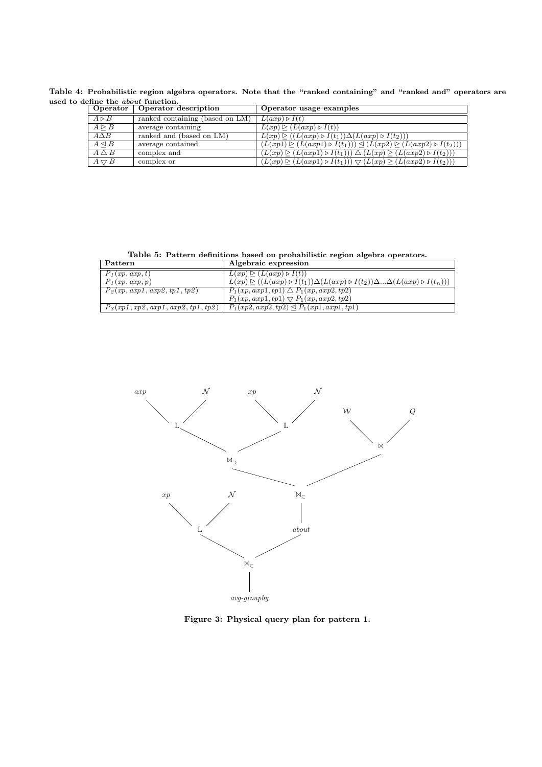**Table 4: Probabilistic region algebra operators. Note that the "ranked containing" and "ranked and" operators are used to define the *about* function.**

| Operator | Operator description | Operator usage examples |
|---|---|---|
| $A \rhd B$ | ranked containing (based on LM) | $L(axp) \rhd I(t)$ |
| $A \unrhd B$ | average containing | $L(xp) \unrhd (L(axp) \rhd I(t))$ |
| $A \Delta B$ | ranked and (based on LM) | $L(xp) \unrhd ((L(axp) \rhd I(t_1)) \Delta (L(axp) \rhd I(t_2)))$ |
| $A \unlhd B$ | average contained | $(L(xp1) \unrhd (L(axp1) \rhd I(t_1))) \unlhd (L(xp2) \unrhd (L(axp2) \rhd I(t_2)))$ |
| $A \bigtriangleup B$ | complex and | $(L(xp) \unrhd (L(axp1) \rhd I(t_1))) \bigtriangleup (L(xp) \unrhd (L(axp2) \rhd I(t_2)))$ |
| $A \bigtriangledown B$ | complex or | $(L(xp) \unrhd (L(axp1) \rhd I(t_1))) \bigtriangledown (L(xp) \unrhd (L(axp2) \rhd I(t_2)))$ |

**Table 5: Pattern definitions based on probabilistic region algebra operators.**

| Pattern | Algebraic expression |
|---|---|
| $P_1(xp, axp, t)$ | $L(xp) \unrhd (L(axp) \rhd I(t))$ |
| $P_1(xp, axp, p)$ | $L(xp) \unrhd ((L(axp) \rhd I(t_1)) \Delta (L(axp) \rhd I(t_2)) \Delta ... \Delta (L(axp) \rhd I(t_n)))$ |
| $P_2(xp, axp1, axp2, tp1, tp2)$ | $P_1(xp, axp1, tp1) \bigtriangleup P_1(xp, axp2, tp2)$ |
| | $P_1(xp, axp1, tp1) \bigtriangledown P_1(xp, axp2, tp2)$ |
| $P_3(xp1, xp2, axp1, axp2, tp1, tp2)$ | $P_1(xp2, axp2, tp2) \unlhd P_1(xp1, axp1, tp1)$ |

$axp$ $\mathcal{N}$ $xp$ $\mathcal{N}$

$\mathcal{W}$ $Q$

L L $\bowtie$

$\bowtie_{\supset}$

$xp$ $\mathcal{N}$ $\bowtie_{\subset}$

L *about*

$\bowtie_{\subset}$

*avg-groupby*

**Figure 3: Physical query plan for pattern 1.**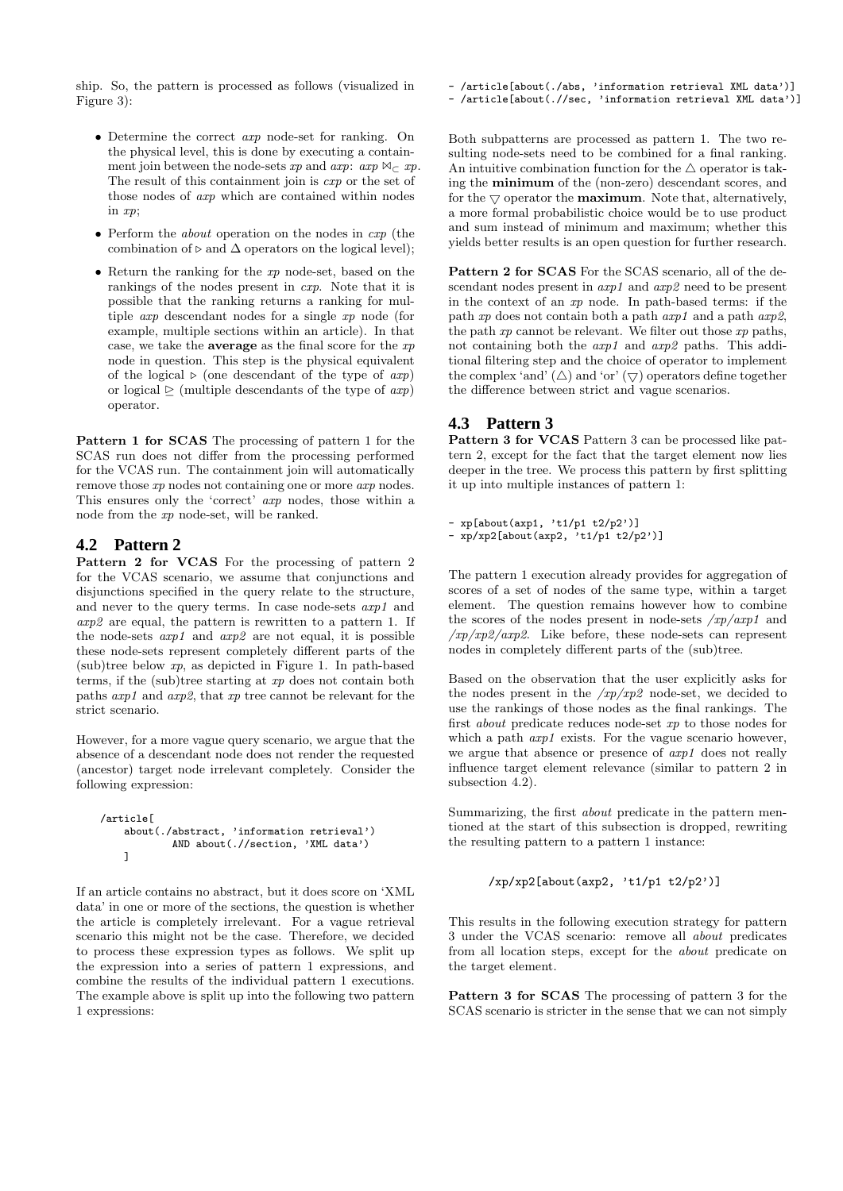ship. So, the pattern is processed as follows (visualized in Figure 3):

- Determine the correct *axp* node-set for ranking. On the physical level, this is done by executing a containment join between the node-sets *xp* and *axp*: $axp \bowtie_{\subset} xp$. The result of this containment join is *cxp* or the set of those nodes of *axp* which are contained within nodes in *xp*;
- Perform the *about* operation on the nodes in *cxp* (the combination of $\triangleright$ and $\Delta$ operators on the logical level);
- Return the ranking for the *xp* node-set, based on the rankings of the nodes present in *cxp*. Note that it is possible that the ranking returns a ranking for multiple *axp* descendant nodes for a single *xp* node (for example, multiple sections within an article). In that case, we take the **average** as the final score for the *xp* node in question. This step is the physical equivalent of the logical $\triangleright$ (one descendant of the type of *axp*) or logical $\trianglerighteq$ (multiple descendants of the type of *axp*) operator.

**Pattern 1 for SCAS** The processing of pattern 1 for the SCAS run does not differ from the processing performed for the VCAS run. The containment join will automatically remove those *xp* nodes not containing one or more *axp* nodes. This ensures only the 'correct' *axp* nodes, those within a node from the *xp* node-set, will be ranked.

## 4.2 Pattern 2

**Pattern 2 for VCAS** For the processing of pattern 2 for the VCAS scenario, we assume that conjunctions and disjunctions specified in the query relate to the structure, and never to the query terms. In case node-sets *axp1* and *axp2* are equal, the pattern is rewritten to a pattern 1. If the node-sets *axp1* and *axp2* are not equal, it is possible these node-sets represent completely different parts of the (sub)tree below *xp*, as depicted in Figure 1. In path-based terms, if the (sub)tree starting at *xp* does not contain both paths *axp1* and *axp2*, that *xp* tree cannot be relevant for the strict scenario.

However, for a more vague query scenario, we argue that the absence of a descendant node does not render the requested (ancestor) target node irrelevant completely. Consider the following expression:

```
/article[
    about(./abstract, 'information retrieval')
          AND about(.//section, 'XML data')
    ]
```

If an article contains no abstract, but it does score on 'XML data' in one or more of the sections, the question is whether the article is completely irrelevant. For a vague retrieval scenario this might not be the case. Therefore, we decided to process these expression types as follows. We split up the expression into a series of pattern 1 expressions, and combine the results of the individual pattern 1 executions. The example above is split up into the following two pattern 1 expressions:

```
- /article[about(./abs, 'information retrieval XML data')]
- /article[about(.//sec, 'information retrieval XML data')]
```

Both subpatterns are processed as pattern 1. The two resulting node-sets need to be combined for a final ranking. An intuitive combination function for the $\triangle$ operator is taking the **minimum** of the (non-zero) descendant scores, and for the $\bigtriangledown$ operator the **maximum**. Note that, alternatively, a more formal probabilistic choice would be to use product and sum instead of minimum and maximum; whether this yields better results is an open question for further research.

**Pattern 2 for SCAS** For the SCAS scenario, all of the descendant nodes present in *axp1* and *axp2* need to be present in the context of an *xp* node. In path-based terms: if the path *xp* does not contain both a path *axp1* and a path *axp2*, the path *xp* cannot be relevant. We filter out those *xp* paths, not containing both the *axp1* and *axp2* paths. This additional filtering step and the choice of operator to implement the complex 'and' ($\triangle$) and 'or' ($\bigtriangledown$) operators define together the difference between strict and vague scenarios.

## 4.3 Pattern 3

**Pattern 3 for VCAS** Pattern 3 can be processed like pattern 2, except for the fact that the target element now lies deeper in the tree. We process this pattern by first splitting it up into multiple instances of pattern 1:

```
- xp[about(axp1, 't1/p1 t2/p2')]
- xp/xp2[about(axp2, 't1/p1 t2/p2')]
```

The pattern 1 execution already provides for aggregation of scores of a set of nodes of the same type, within a target element. The question remains however how to combine the scores of the nodes present in node-sets */xp/axp1* and */xp/xp2/axp2*. Like before, these node-sets can represent nodes in completely different parts of the (sub)tree.

Based on the observation that the user explicitly asks for the nodes present in the */xp/xp2* node-set, we decided to use the rankings of those nodes as the final rankings. The first *about* predicate reduces node-set *xp* to those nodes for which a path *axp1* exists. For the vague scenario however, we argue that absence or presence of *axp1* does not really influence target element relevance (similar to pattern 2 in subsection 4.2).

Summarizing, the first *about* predicate in the pattern mentioned at the start of this subsection is dropped, rewriting the resulting pattern to a pattern 1 instance:

```
/xp/xp2[about(axp2, 't1/p1 t2/p2')]
```

This results in the following execution strategy for pattern 3 under the VCAS scenario: remove all *about* predicates from all location steps, except for the *about* predicate on the target element.

**Pattern 3 for SCAS** The processing of pattern 3 for the SCAS scenario is stricter in the sense that we can not simply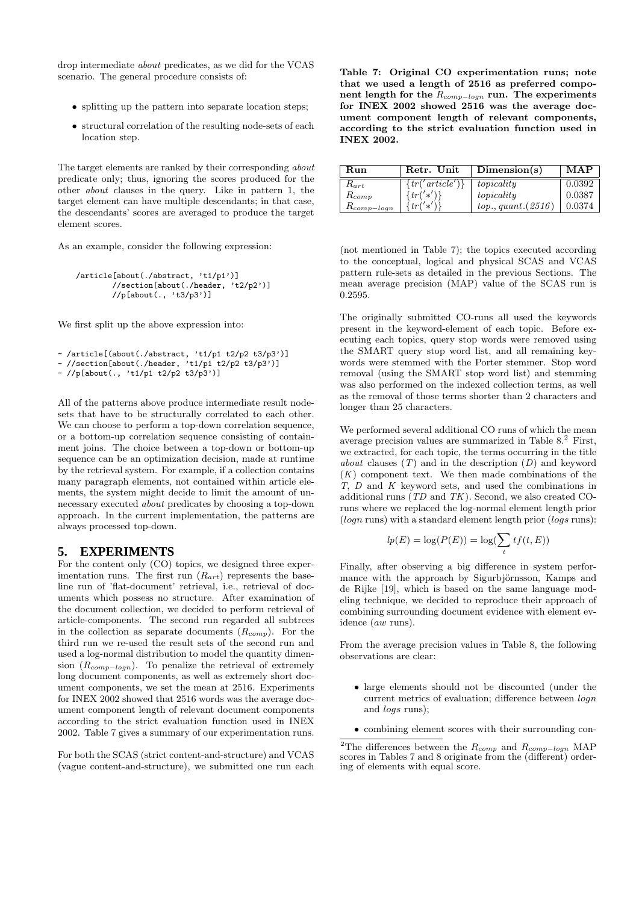drop intermediate *about* predicates, as we did for the VCAS scenario. The general procedure consists of:

- splitting up the pattern into separate location steps;
- structural correlation of the resulting node-sets of each location step.

The target elements are ranked by their corresponding *about* predicate only; thus, ignoring the scores produced for the other *about* clauses in the query. Like in pattern 1, the target element can have multiple descendants; in that case, the descendants' scores are averaged to produce the target element scores.

As an example, consider the following expression:

```
/article[about(./abstract, 't1/p1')]
        //section[about(./header, 't2/p2')]
        //p[about(., 't3/p3')]
```

We first split up the above expression into:

```
- /article[(about(./abstract, 't1/p1 t2/p2 t3/p3')]
- //section[about(./header, 't1/p1 t2/p2 t3/p3')]
- //p[about(., 't1/p1 t2/p2 t3/p3')]
```

All of the patterns above produce intermediate result node-sets that have to be structurally correlated to each other. We can choose to perform a top-down correlation sequence, or a bottom-up correlation sequence consisting of containment joins. The choice between a top-down or bottom-up sequence can be an optimization decision, made at runtime by the retrieval system. For example, if a collection contains many paragraph elements, not contained within article elements, the system might decide to limit the amount of unnecessary executed *about* predicates by choosing a top-down approach. In the current implementation, the patterns are always processed top-down.

## 5. EXPERIMENTS

For the content only (CO) topics, we designed three experimentation runs. The first run ($R_{art}$) represents the baseline run of 'flat-document' retrieval, i.e., retrieval of documents which possess no structure. After examination of the document collection, we decided to perform retrieval of article-components. The second run regarded all subtrees in the collection as separate documents ($R_{comp}$). For the third run we re-used the result sets of the second run and used a log-normal distribution to model the quantity dimension ($R_{comp-logn}$). To penalize the retrieval of extremely long document components, as well as extremely short document components, we set the mean at 2516. Experiments for INEX 2002 showed that 2516 words was the average document component length of relevant document components according to the strict evaluation function used in INEX 2002. Table 7 gives a summary of our experimentation runs.

For both the SCAS (strict content-and-structure) and VCAS (vague content-and-structure), we submitted one run each

**Table 7: Original CO experimentation runs; note that we used a length of 2516 as preferred component length for the $R_{comp-logn}$ run. The experiments for INEX 2002 showed 2516 was the average document component length of relevant components, according to the strict evaluation function used in INEX 2002.**

| Run | Retr. Unit | Dimension(s) | MAP |
|---|---|---|---|
| $R_{art}$ | $\{tr('article')\}$ | *topicality* | 0.0392 |
| $R_{comp}$ | $\{tr('*')\}$ | *topicality* | 0.0387 |
| $R_{comp-logn}$ | $\{tr('*')\}$ | *top., quant.(2516)* | 0.0374 |

(not mentioned in Table 7); the topics executed according to the conceptual, logical and physical SCAS and VCAS pattern rule-sets as detailed in the previous Sections. The mean average precision (MAP) value of the SCAS run is 0.2595.

The originally submitted CO-runs all used the keywords present in the keyword-element of each topic. Before executing each topics, query stop words were removed using the SMART query stop word list, and all remaining keywords were stemmed with the Porter stemmer. Stop word removal (using the SMART stop word list) and stemming was also performed on the indexed collection terms, as well as the removal of those terms shorter than 2 characters and longer than 25 characters.

We performed several additional CO runs of which the mean average precision values are summarized in Table 8.[2] First, we extracted, for each topic, the terms occurring in the title *about* clauses ($T$) and in the description ($D$) and keyword ($K$) component text. We then made combinations of the $T$, $D$ and $K$ keyword sets, and used the combinations in additional runs ($TD$ and $TK$). Second, we also created CO-runs where we replaced the log-normal element length prior (*logn* runs) with a standard element length prior (*logs* runs):

$$lp(E) = \log(P(E)) = \log(\sum_t tf(t, E))$$

Finally, after observing a big difference in system performance with the approach by Sigurbjörnsson, Kamps and de Rijke [19], which is based on the same language modeling technique, we decided to reproduce their approach of combining surrounding document evidence with element evidence (*aw* runs).

From the average precision values in Table 8, the following observations are clear:

- large elements should not be discounted (under the current metrics of evaluation; difference between *logn* and *logs* runs);
- combining element scores with their surrounding con-

[2]The differences between the $R_{comp}$ and $R_{comp-logn}$ MAP scores in Tables 7 and 8 originate from the (different) ordering of elements with equal score.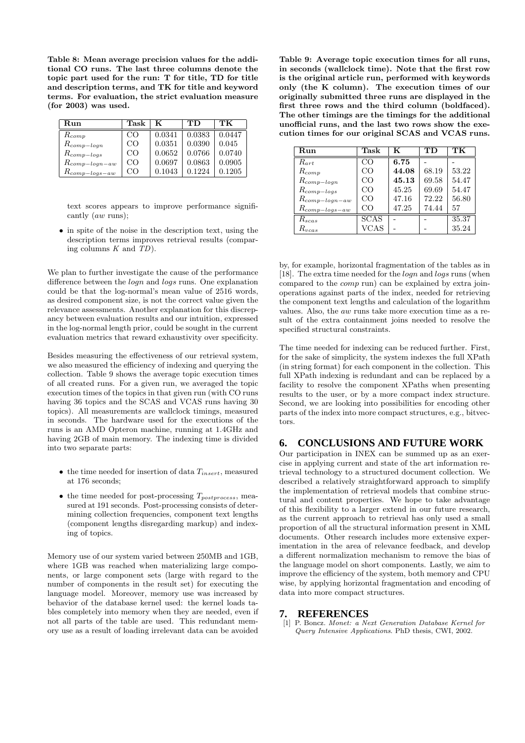**Table 8: Mean average precision values for the additional CO runs. The last three columns denote the topic part used for the run: T for title, TD for title and description terms, and TK for title and keyword terms. For evaluation, the strict evaluation measure (for 2003) was used.**

| Run | Task | K | TD | TK |
|---|---|---|---|---|
| $R_{comp}$ | CO | 0.0341 | 0.0383 | 0.0447 |
| $R_{comp-logn}$ | CO | 0.0351 | 0.0390 | 0.045 |
| $R_{comp-logs}$ | CO | 0.0652 | 0.0766 | 0.0740 |
| $R_{comp-logn-aw}$ | CO | 0.0697 | 0.0863 | 0.0905 |
| $R_{comp-logs-aw}$ | CO | 0.1043 | 0.1224 | 0.1205 |

text scores appears to improve performance significantly (*aw* runs);

- in spite of the noise in the description text, using the description terms improves retrieval results (comparing columns *K* and *TD*).

We plan to further investigate the cause of the performance difference between the *logn* and *logs* runs. One explanation could be that the log-normal's mean value of 2516 words, as desired component size, is not the correct value given the relevance assessments. Another explanation for this discrepancy between evaluation results and our intuition, expressed in the log-normal length prior, could be sought in the current evaluation metrics that reward exhaustivity over specificity.

Besides measuring the effectiveness of our retrieval system, we also measured the efficiency of indexing and querying the collection. Table 9 shows the average topic execution times of all created runs. For a given run, we averaged the topic execution times of the topics in that given run (with CO runs having 36 topics and the SCAS and VCAS runs having 30 topics). All measurements are wallclock timings, measured in seconds. The hardware used for the executions of the runs is an AMD Opteron machine, running at 1.4GHz and having 2GB of main memory. The indexing time is divided into two separate parts:

- the time needed for insertion of data $T_{insert}$, measured at 176 seconds;
- the time needed for post-processing $T_{postprocess}$, measured at 191 seconds. Post-processing consists of determining collection frequencies, component text lengths (component lengths disregarding markup) and indexing of topics.

Memory use of our system varied between 250MB and 1GB, where 1GB was reached when materializing large components, or large component sets (large with regard to the number of components in the result set) for executing the language model. Moreover, memory use was increased by behavior of the database kernel used: the kernel loads tables completely into memory when they are needed, even if not all parts of the table are used. This redundant memory use as a result of loading irrelevant data can be avoided by, for example, horizontal fragmentation of the tables as in [18]. The extra time needed for the *logn* and *logs* runs (when compared to the *comp* run) can be explained by extra join-operations against parts of the index, needed for retrieving the component text lengths and calculation of the logarithm values. Also, the *aw* runs take more execution time as a result of the extra containment joins needed to resolve the specified structural constraints.

**Table 9: Average topic execution times for all runs, in seconds (wallclock time). Note that the first row is the original article run, performed with keywords only (the K column). The execution times of our originally submitted three runs are displayed in the first three rows and the third column (boldfaced). The other timings are the timings for the additional unofficial runs, and the last two rows show the execution times for our original SCAS and VCAS runs.**

| Run | Task | K | TD | TK |
|---|---|---|---|---|
| $R_{art}$ | CO | **6.75** | - | - |
| $R_{comp}$ | CO | **44.08** | 68.19 | 53.22 |
| $R_{comp-logn}$ | CO | **45.13** | 69.58 | 54.47 |
| $R_{comp-logs}$ | CO | 45.25 | 69.69 | 54.47 |
| $R_{comp-logn-aw}$ | CO | 47.16 | 72.22 | 56.80 |
| $R_{comp-logs-aw}$ | CO | 47.25 | 74.44 | 57 |
| $R_{scas}$ | SCAS | - | - | 35.37 |
| $R_{vcas}$ | VCAS | - | - | 35.24 |

The time needed for indexing can be reduced further. First, for the sake of simplicity, the system indexes the full XPath (in string format) for each component in the collection. This full XPath indexing is redundant and can be replaced by a facility to resolve the component XPaths when presenting results to the user, or by a more compact index structure. Second, we are looking into possibilities for encoding other parts of the index into more compact structures, e.g., bitvectors.

## 6. CONCLUSIONS AND FUTURE WORK

Our participation in INEX can be summed up as an exercise in applying current and state of the art information retrieval technology to a structured document collection. We described a relatively straightforward approach to simplify the implementation of retrieval models that combine structural and content properties. We hope to take advantage of this flexibility to a larger extend in our future research, as the current approach to retrieval has only used a small proportion of all the structural information present in XML documents. Other research includes more extensive experimentation in the area of relevance feedback, and develop a different normalization mechanism to remove the bias of the language model on short components. Lastly, we aim to improve the efficiency of the system, both memory and CPU wise, by applying horizontal fragmentation and encoding of data into more compact structures.

## 7. REFERENCES

[1] P. Boncz. *Monet: a Next Generation Database Kernel for Query Intensive Applications*. PhD thesis, CWI, 2002.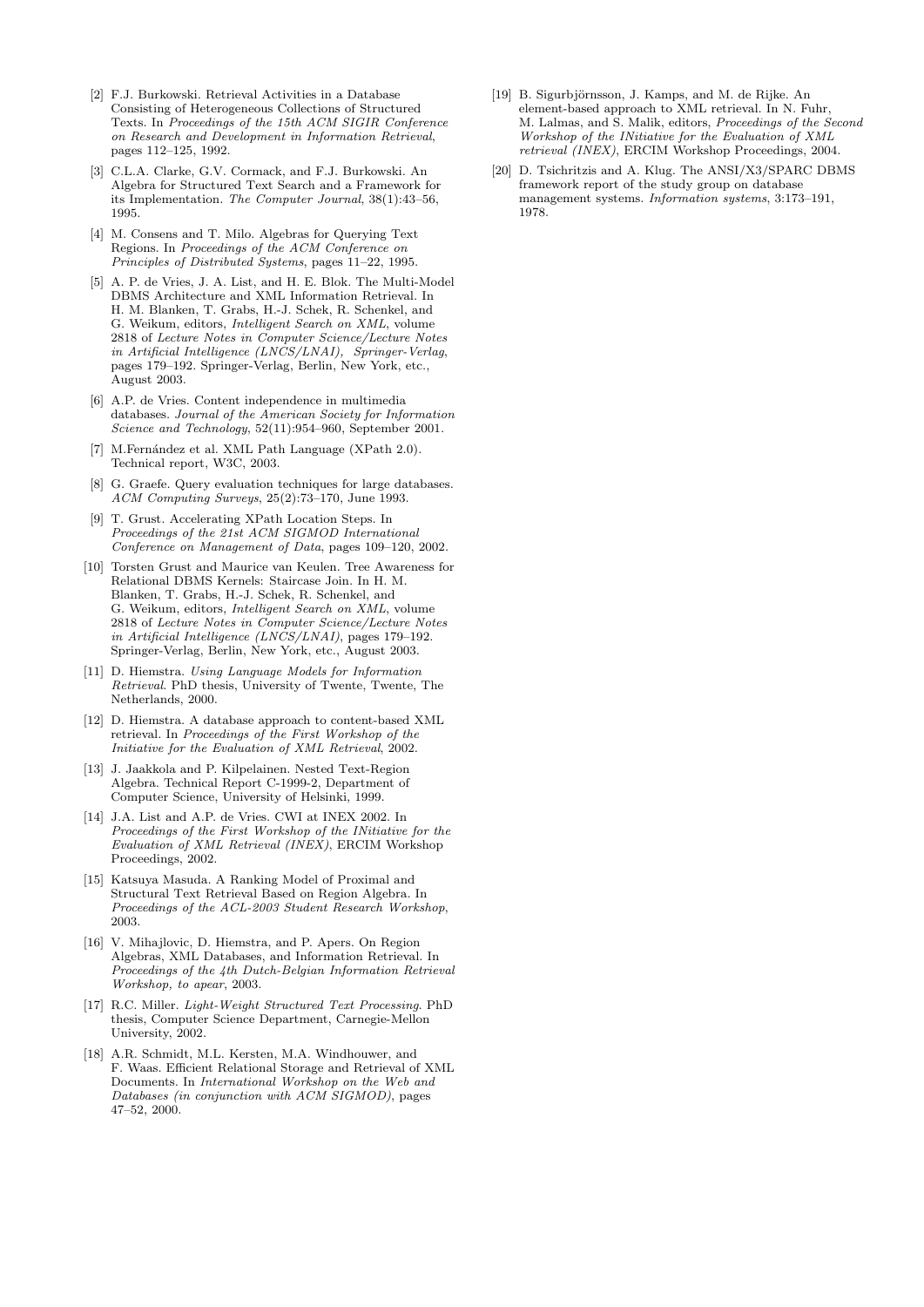[2] F.J. Burkowski. Retrieval Activities in a Database Consisting of Heterogeneous Collections of Structured Texts. In *Proceedings of the 15th ACM SIGIR Conference on Research and Development in Information Retrieval*, pages 112–125, 1992.

[3] C.L.A. Clarke, G.V. Cormack, and F.J. Burkowski. An Algebra for Structured Text Search and a Framework for its Implementation. *The Computer Journal*, 38(1):43–56, 1995.

[4] M. Consens and T. Milo. Algebras for Querying Text Regions. In *Proceedings of the ACM Conference on Principles of Distributed Systems*, pages 11–22, 1995.

[5] A. P. de Vries, J. A. List, and H. E. Blok. The Multi-Model DBMS Architecture and XML Information Retrieval. In H. M. Blanken, T. Grabs, H.-J. Schek, R. Schenkel, and G. Weikum, editors, *Intelligent Search on XML*, volume 2818 of *Lecture Notes in Computer Science/Lecture Notes in Artificial Intelligence (LNCS/LNAI), Springer-Verlag*, pages 179–192. Springer-Verlag, Berlin, New York, etc., August 2003.

[6] A.P. de Vries. Content independence in multimedia databases. *Journal of the American Society for Information Science and Technology*, 52(11):954–960, September 2001.

[7] M.Fernández et al. XML Path Language (XPath 2.0). Technical report, W3C, 2003.

[8] G. Graefe. Query evaluation techniques for large databases. *ACM Computing Surveys*, 25(2):73–170, June 1993.

[9] T. Grust. Accelerating XPath Location Steps. In *Proceedings of the 21st ACM SIGMOD International Conference on Management of Data*, pages 109–120, 2002.

[10] Torsten Grust and Maurice van Keulen. Tree Awareness for Relational DBMS Kernels: Staircase Join. In H. M. Blanken, T. Grabs, H.-J. Schek, R. Schenkel, and G. Weikum, editors, *Intelligent Search on XML*, volume 2818 of *Lecture Notes in Computer Science/Lecture Notes in Artificial Intelligence (LNCS/LNAI)*, pages 179–192. Springer-Verlag, Berlin, New York, etc., August 2003.

[11] D. Hiemstra. *Using Language Models for Information Retrieval*. PhD thesis, University of Twente, Twente, The Netherlands, 2000.

[12] D. Hiemstra. A database approach to content-based XML retrieval. In *Proceedings of the First Workshop of the Initiative for the Evaluation of XML Retrieval*, 2002.

[13] J. Jaakkola and P. Kilpelainen. Nested Text-Region Algebra. Technical Report C-1999-2, Department of Computer Science, University of Helsinki, 1999.

[14] J.A. List and A.P. de Vries. CWI at INEX 2002. In *Proceedings of the First Workshop of the INitiative for the Evaluation of XML Retrieval (INEX)*, ERCIM Workshop Proceedings, 2002.

[15] Katsuya Masuda. A Ranking Model of Proximal and Structural Text Retrieval Based on Region Algebra. In *Proceedings of the ACL-2003 Student Research Workshop*, 2003.

[16] V. Mihajlovic, D. Hiemstra, and P. Apers. On Region Algebras, XML Databases, and Information Retrieval. In *Proceedings of the 4th Dutch-Belgian Information Retrieval Workshop, to apear*, 2003.

[17] R.C. Miller. *Light-Weight Structured Text Processing*. PhD thesis, Computer Science Department, Carnegie-Mellon University, 2002.

[18] A.R. Schmidt, M.L. Kersten, M.A. Windhouwer, and F. Waas. Efficient Relational Storage and Retrieval of XML Documents. In *International Workshop on the Web and Databases (in conjunction with ACM SIGMOD)*, pages 47–52, 2000.

[19] B. Sigurbjörnsson, J. Kamps, and M. de Rijke. An element-based approach to XML retrieval. In N. Fuhr, M. Lalmas, and S. Malik, editors, *Proceedings of the Second Workshop of the INitiative for the Evaluation of XML retrieval (INEX)*, ERCIM Workshop Proceedings, 2004.

[20] D. Tsichritzis and A. Klug. The ANSI/X3/SPARC DBMS framework report of the study group on database management systems. *Information systems*, 3:173–191, 1978.